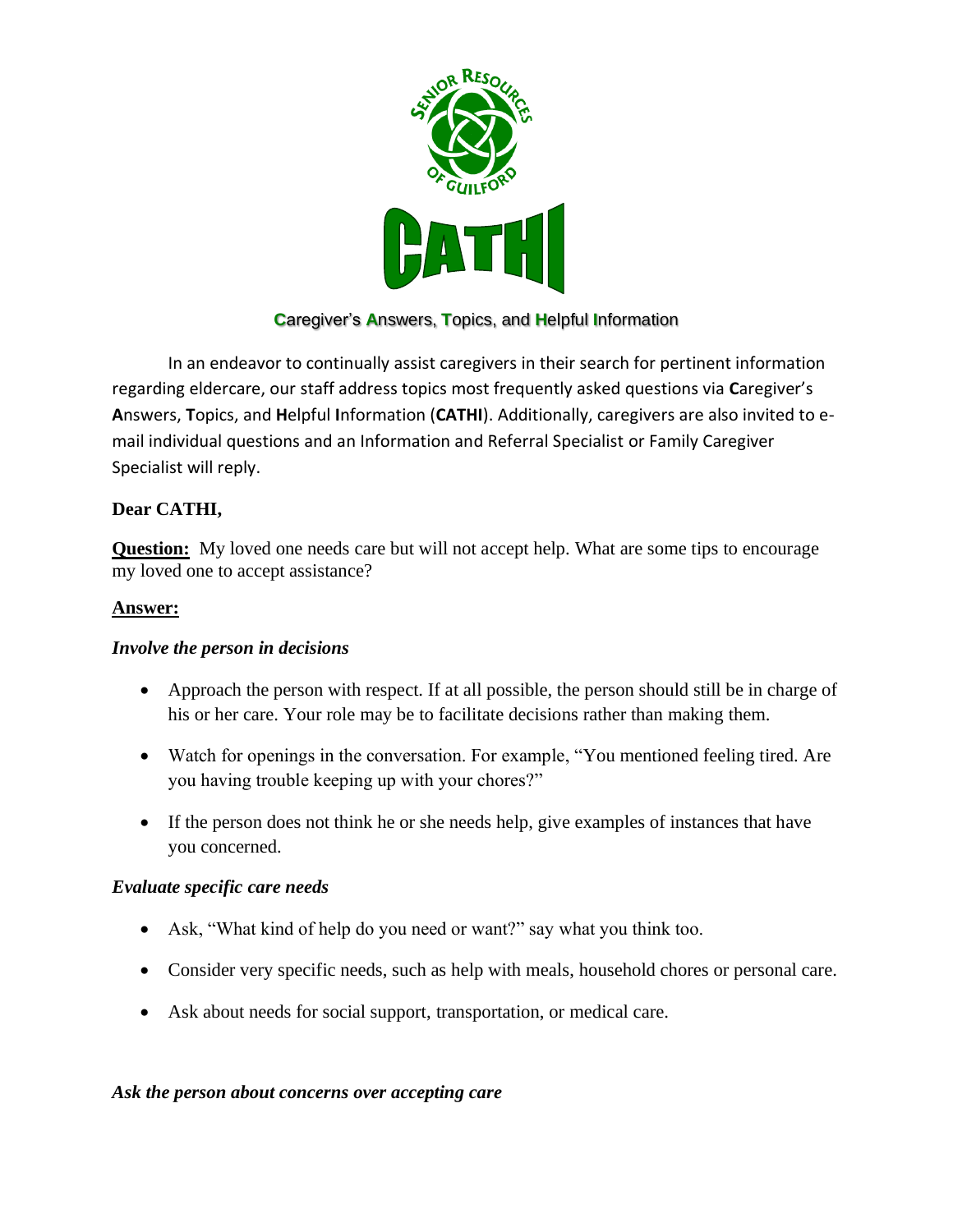SENIOR RESOURCES OF GUILFORD

# CATHI

**C**aregiver's **A**nswers, **T**opics, and **H**elpful **I**nformation

In an endeavor to continually assist caregivers in their search for pertinent information regarding eldercare, our staff address topics most frequently asked questions via **C**aregiver's **A**nswers, **T**opics, and **H**elpful **I**nformation (**CATHI**). Additionally, caregivers are also invited to e-mail individual questions and an Information and Referral Specialist or Family Caregiver Specialist will reply.

**Dear CATHI,**

**Question:** My loved one needs care but will not accept help. What are some tips to encourage my loved one to accept assistance?

**Answer:**

***Involve the person in decisions***

- Approach the person with respect. If at all possible, the person should still be in charge of his or her care. Your role may be to facilitate decisions rather than making them.
- Watch for openings in the conversation. For example, "You mentioned feeling tired. Are you having trouble keeping up with your chores?"
- If the person does not think he or she needs help, give examples of instances that have you concerned.

***Evaluate specific care needs***

- Ask, "What kind of help do you need or want?" say what you think too.
- Consider very specific needs, such as help with meals, household chores or personal care.
- Ask about needs for social support, transportation, or medical care.

***Ask the person about concerns over accepting care***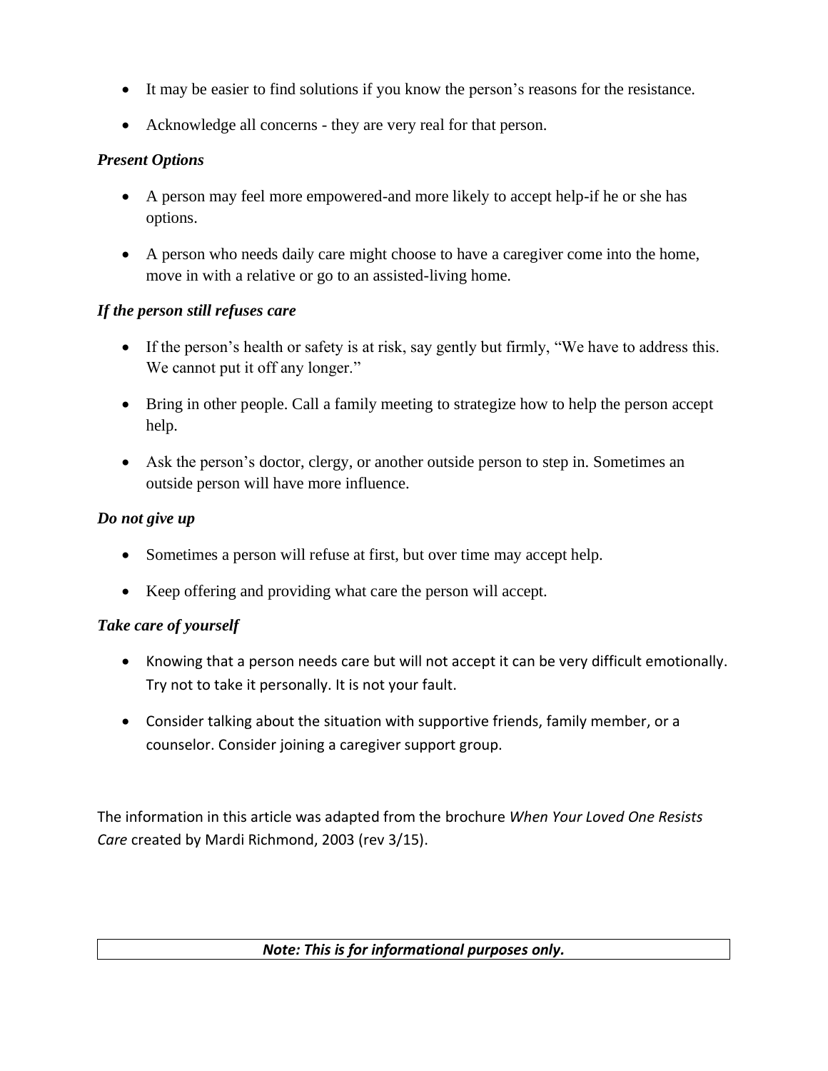- It may be easier to find solutions if you know the person's reasons for the resistance.
- Acknowledge all concerns - they are very real for that person.

***Present Options***

- A person may feel more empowered-and more likely to accept help-if he or she has options.
- A person who needs daily care might choose to have a caregiver come into the home, move in with a relative or go to an assisted-living home.

***If the person still refuses care***

- If the person's health or safety is at risk, say gently but firmly, "We have to address this. We cannot put it off any longer."
- Bring in other people. Call a family meeting to strategize how to help the person accept help.
- Ask the person's doctor, clergy, or another outside person to step in. Sometimes an outside person will have more influence.

***Do not give up***

- Sometimes a person will refuse at first, but over time may accept help.
- Keep offering and providing what care the person will accept.

***Take care of yourself***

- Knowing that a person needs care but will not accept it can be very difficult emotionally. Try not to take it personally. It is not your fault.
- Consider talking about the situation with supportive friends, family member, or a counselor. Consider joining a caregiver support group.

The information in this article was adapted from the brochure *When Your Loved One Resists Care* created by Mardi Richmond, 2003 (rev 3/15).

***Note: This is for informational purposes only.***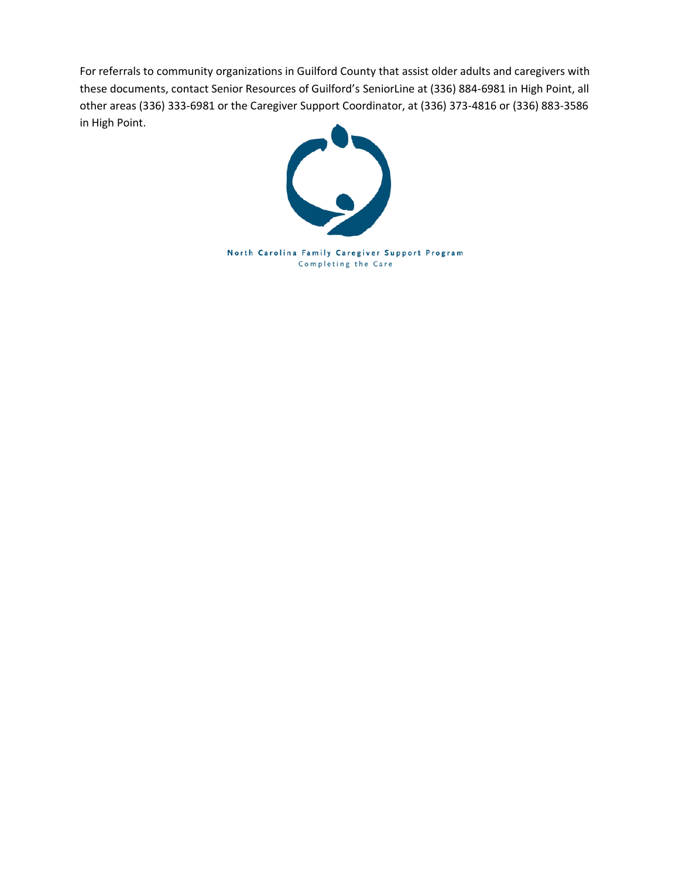For referrals to community organizations in Guilford County that assist older adults and caregivers with these documents, contact Senior Resources of Guilford's SeniorLine at (336) 884-6981 in High Point, all other areas (336) 333-6981 or the Caregiver Support Coordinator, at (336) 373-4816 or (336) 883-3586 in High Point.

North Carolina Family Caregiver Support Program
Completing the Care